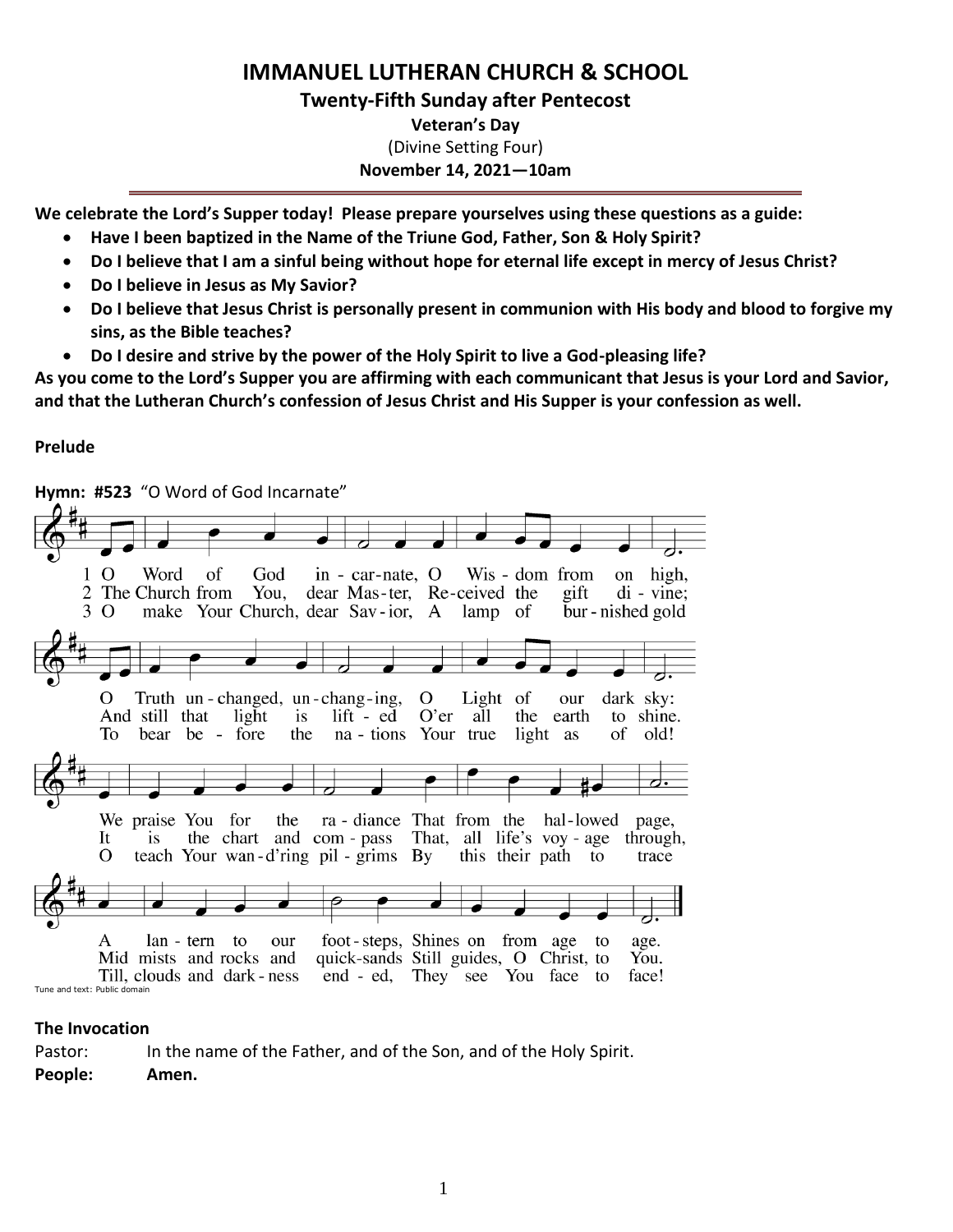# IMMANUEL LUTHERAN CHURCH & SCHOOL

## Twenty-Fifth Sunday after Pentecost

**Veteran's Day**

(Divine Setting Four)

**November 14, 2021—10am**

**We celebrate the Lord's Supper today! Please prepare yourselves using these questions as a guide:**

- **Have I been baptized in the Name of the Triune God, Father, Son & Holy Spirit?**
- **Do I believe that I am a sinful being without hope for eternal life except in mercy of Jesus Christ?**
- **Do I believe in Jesus as My Savior?**
- **Do I believe that Jesus Christ is personally present in communion with His body and blood to forgive my sins, as the Bible teaches?**
- **Do I desire and strive by the power of the Holy Spirit to live a God-pleasing life?**

**As you come to the Lord's Supper you are affirming with each communicant that Jesus is your Lord and Savior, and that the Lutheran Church's confession of Jesus Christ and His Supper is your confession as well.**

**Prelude**

**Hymn: #523** "O Word of God Incarnate"

1 O Word of God incarnate, O Wisdom from on high,
O Truth unchanged, unchanging, O Light of our dark sky:
We praise You for the radiance That from the hallowed page,
A lantern to our footsteps, Shines on from age to age.

2 The Church from You, dear Master, Received the gift divine;
And still that light is lifted O'er all the earth to shine.
It is the chart and compass That, all life's voyage through,
Mid mists and rocks and quicksands Still guides, O Christ, to You.

3 O make Your Church, dear Savior, A lamp of burnished gold
To bear before the nations Your true light as of old!
O teach Your wand'ring pilgrims By this their path to trace
Till, clouds and darkness ended, They see You face to face!

Tune and text: Public domain

**The Invocation**

Pastor: In the name of the Father, and of the Son, and of the Holy Spirit.

**People: Amen.**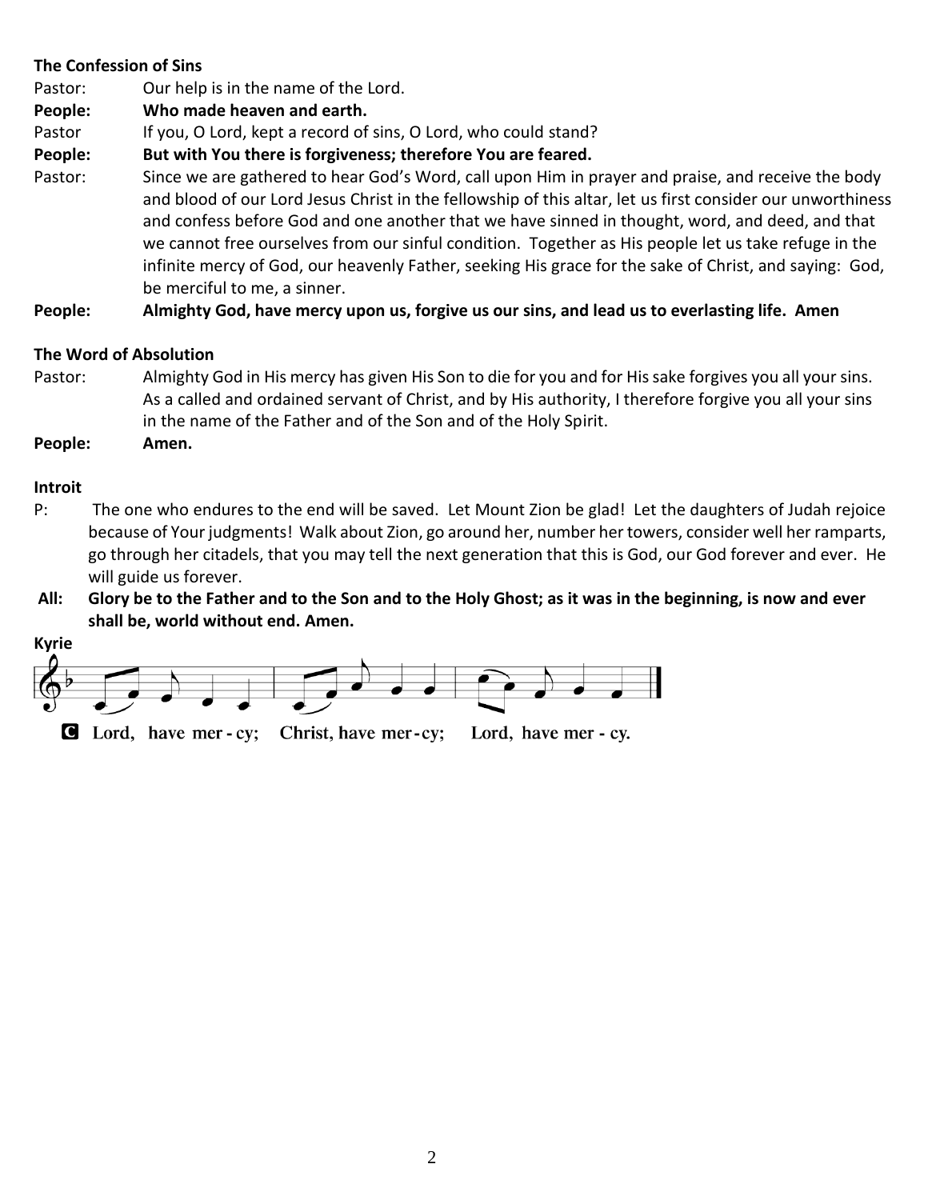**The Confession of Sins**

Pastor: Our help is in the name of the Lord.

**People: Who made heaven and earth.**

Pastor If you, O Lord, kept a record of sins, O Lord, who could stand?

**People: But with You there is forgiveness; therefore You are feared.**

Pastor: Since we are gathered to hear God's Word, call upon Him in prayer and praise, and receive the body and blood of our Lord Jesus Christ in the fellowship of this altar, let us first consider our unworthiness and confess before God and one another that we have sinned in thought, word, and deed, and that we cannot free ourselves from our sinful condition. Together as His people let us take refuge in the infinite mercy of God, our heavenly Father, seeking His grace for the sake of Christ, and saying: God, be merciful to me, a sinner.

**People: Almighty God, have mercy upon us, forgive us our sins, and lead us to everlasting life. Amen**

**The Word of Absolution**

Pastor: Almighty God in His mercy has given His Son to die for you and for His sake forgives you all your sins. As a called and ordained servant of Christ, and by His authority, I therefore forgive you all your sins in the name of the Father and of the Son and of the Holy Spirit.

**People: Amen.**

**Introit**

P: The one who endures to the end will be saved. Let Mount Zion be glad! Let the daughters of Judah rejoice because of Your judgments! Walk about Zion, go around her, number her towers, consider well her ramparts, go through her citadels, that you may tell the next generation that this is God, our God forever and ever. He will guide us forever.

**All: Glory be to the Father and to the Son and to the Holy Ghost; as it was in the beginning, is now and ever shall be, world without end. Amen.**

**Kyrie**

C Lord, have mer - cy; Christ, have mer - cy; Lord, have mer - cy.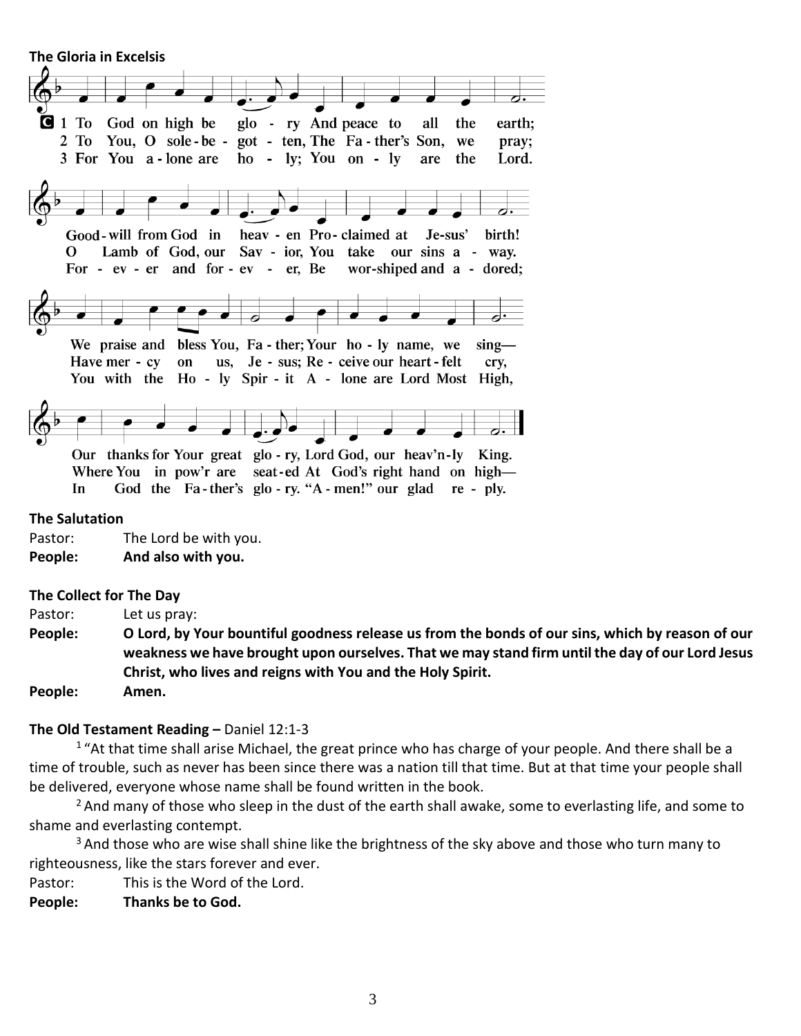**The Gloria in Excelsis**

1 To God on high be glory And peace to all the earth;
Good-will from God in heaven Proclaimed at Jesus' birth!
We praise and bless You, Father; Your holy name, we sing—
Our thanks for Your great glory, Lord God, our heav'n-ly King.

2 To You, O sole-begotten, The Father's Son, we pray;
O Lamb of God, our Savior, You take our sins away.
Have mercy on us, Jesus; Receive our heart-felt cry,
Where You in pow'r are seated At God's right hand on high—

3 For You alone are holy; You only are the Lord.
Forever and forever, Be worshiped and adored;
You with the Holy Spirit Alone are Lord Most High,
In God the Father's glory. "Amen!" our glad reply.

**The Salutation**

Pastor: The Lord be with you.
**People: And also with you.**

**The Collect for The Day**

Pastor: Let us pray:
**People: O Lord, by Your bountiful goodness release us from the bonds of our sins, which by reason of our weakness we have brought upon ourselves. That we may stand firm until the day of our Lord Jesus Christ, who lives and reigns with You and the Holy Spirit.**
**People: Amen.**

**The Old Testament Reading –** Daniel 12:1-3

[1] "At that time shall arise Michael, the great prince who has charge of your people. And there shall be a time of trouble, such as never has been since there was a nation till that time. But at that time your people shall be delivered, everyone whose name shall be found written in the book.

[2] And many of those who sleep in the dust of the earth shall awake, some to everlasting life, and some to shame and everlasting contempt.

[3] And those who are wise shall shine like the brightness of the sky above and those who turn many to righteousness, like the stars forever and ever.

Pastor: This is the Word of the Lord.
**People: Thanks be to God.**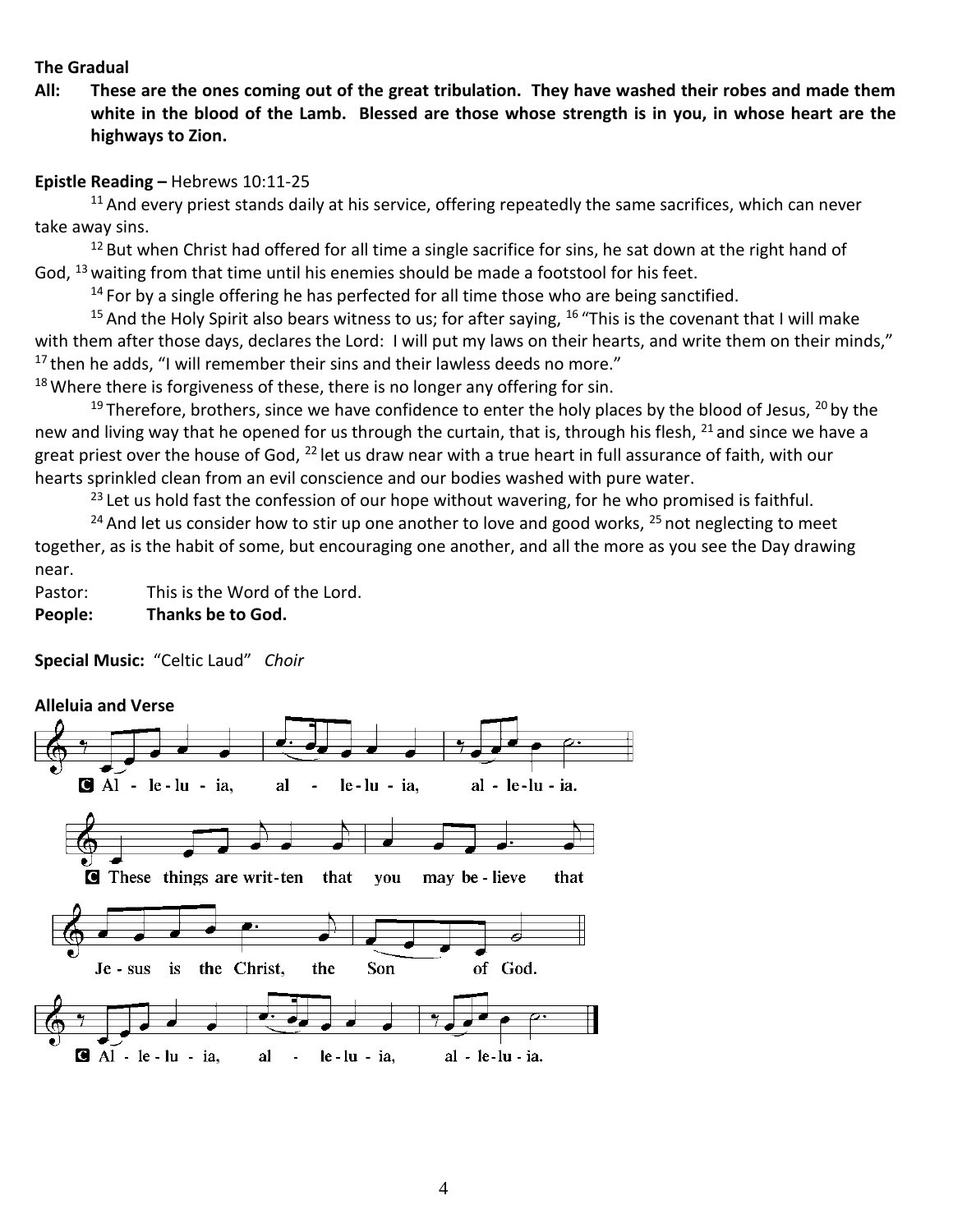**The Gradual**

**All: These are the ones coming out of the great tribulation. They have washed their robes and made them white in the blood of the Lamb. Blessed are those whose strength is in you, in whose heart are the highways to Zion.**

**Epistle Reading –** Hebrews 10:11-25

[11] And every priest stands daily at his service, offering repeatedly the same sacrifices, which can never take away sins.

[12] But when Christ had offered for all time a single sacrifice for sins, he sat down at the right hand of God, [13] waiting from that time until his enemies should be made a footstool for his feet.

[14] For by a single offering he has perfected for all time those who are being sanctified.

[15] And the Holy Spirit also bears witness to us; for after saying, [16] "This is the covenant that I will make with them after those days, declares the Lord: I will put my laws on their hearts, and write them on their minds," [17] then he adds, "I will remember their sins and their lawless deeds no more."

[18] Where there is forgiveness of these, there is no longer any offering for sin.

[19] Therefore, brothers, since we have confidence to enter the holy places by the blood of Jesus, [20] by the new and living way that he opened for us through the curtain, that is, through his flesh, [21] and since we have a great priest over the house of God, [22] let us draw near with a true heart in full assurance of faith, with our hearts sprinkled clean from an evil conscience and our bodies washed with pure water.

[23] Let us hold fast the confession of our hope without wavering, for he who promised is faithful.

[24] And let us consider how to stir up one another to love and good works, [25] not neglecting to meet together, as is the habit of some, but encouraging one another, and all the more as you see the Day drawing near.

Pastor: This is the Word of the Lord.

**People: Thanks be to God.**

**Special Music:** "Celtic Laud" *Choir*

**Alleluia and Verse**

C Al - le - lu - ia, al - le - lu - ia, al - le - lu - ia.

C These things are writ - ten that you may be - lieve that Je - sus is the Christ, the Son of God.

C Al - le - lu - ia, al - le - lu - ia, al - le - lu - ia.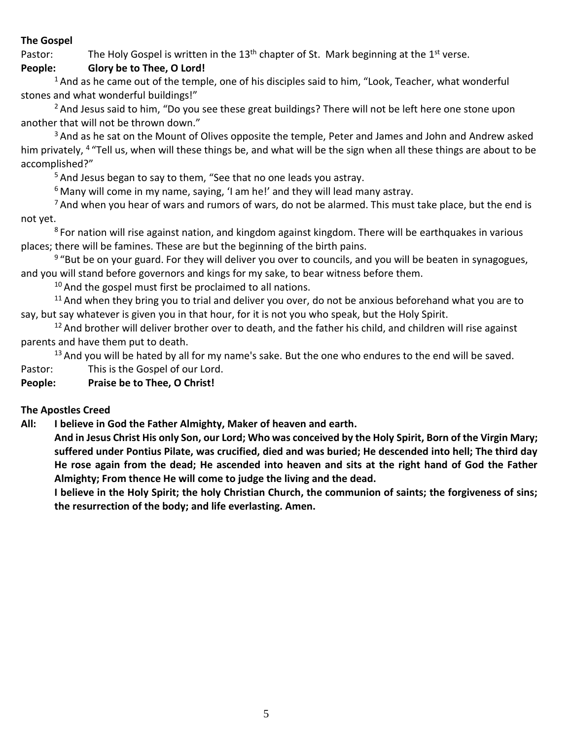**The Gospel**

Pastor: The Holy Gospel is written in the 13th chapter of St. Mark beginning at the 1st verse.

**People: Glory be to Thee, O Lord!**

[1] And as he came out of the temple, one of his disciples said to him, "Look, Teacher, what wonderful stones and what wonderful buildings!"

[2] And Jesus said to him, "Do you see these great buildings? There will not be left here one stone upon another that will not be thrown down."

[3] And as he sat on the Mount of Olives opposite the temple, Peter and James and John and Andrew asked him privately, [4] "Tell us, when will these things be, and what will be the sign when all these things are about to be accomplished?"

[5] And Jesus began to say to them, "See that no one leads you astray.

[6] Many will come in my name, saying, 'I am he!' and they will lead many astray.

[7] And when you hear of wars and rumors of wars, do not be alarmed. This must take place, but the end is not yet.

[8] For nation will rise against nation, and kingdom against kingdom. There will be earthquakes in various places; there will be famines. These are but the beginning of the birth pains.

[9] "But be on your guard. For they will deliver you over to councils, and you will be beaten in synagogues, and you will stand before governors and kings for my sake, to bear witness before them.

[10] And the gospel must first be proclaimed to all nations.

[11] And when they bring you to trial and deliver you over, do not be anxious beforehand what you are to say, but say whatever is given you in that hour, for it is not you who speak, but the Holy Spirit.

[12] And brother will deliver brother over to death, and the father his child, and children will rise against parents and have them put to death.

[13] And you will be hated by all for my name's sake. But the one who endures to the end will be saved.

Pastor: This is the Gospel of our Lord.

**People: Praise be to Thee, O Christ!**

**The Apostles Creed**

**All: I believe in God the Father Almighty, Maker of heaven and earth.**

**And in Jesus Christ His only Son, our Lord; Who was conceived by the Holy Spirit, Born of the Virgin Mary; suffered under Pontius Pilate, was crucified, died and was buried; He descended into hell; The third day He rose again from the dead; He ascended into heaven and sits at the right hand of God the Father Almighty; From thence He will come to judge the living and the dead.**

**I believe in the Holy Spirit; the holy Christian Church, the communion of saints; the forgiveness of sins; the resurrection of the body; and life everlasting. Amen.**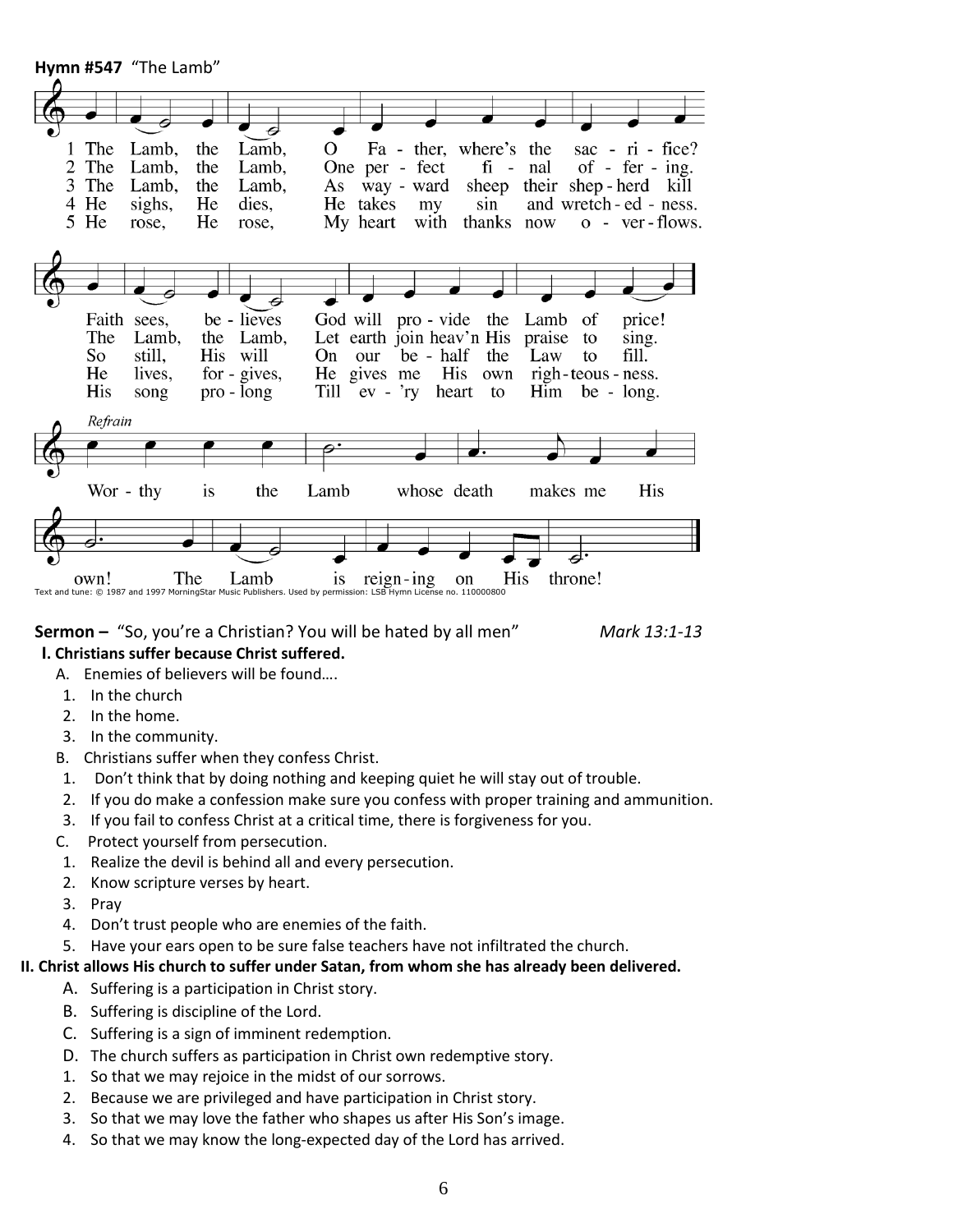**Hymn #547** "The Lamb"

1 The Lamb, the Lamb, O Father, where's the sacrifice? Faith sees, believes God will provide the Lamb of price!

2 The Lamb, the Lamb, One perfect final offering. The Lamb, the Lamb, Let earth join heav'n His praise to sing.

3 The Lamb, the Lamb, As wayward sheep their shepherd kill So still, His will On our behalf the Law to fill.

4 He sighs, He dies, He takes my sin and wretchedness. He lives, forgives, He gives me His own righteousness.

5 He rose, He rose, My heart with thanks now overflows. His song prolong Till ev'ry heart to Him belong.

*Refrain*

Worthy is the Lamb whose death makes me His own! The Lamb is reigning on His throne!

Text and tune: © 1987 and 1997 MorningStar Music Publishers. Used by permission: LSB Hymn License no. 110000800

**Sermon –** "So, you're a Christian? You will be hated by all men" *Mark 13:1-13*

**I. Christians suffer because Christ suffered.**

A. Enemies of believers will be found….
1. In the church
2. In the home.
3. In the community.

B. Christians suffer when they confess Christ.
1. Don't think that by doing nothing and keeping quiet he will stay out of trouble.
2. If you do make a confession make sure you confess with proper training and ammunition.
3. If you fail to confess Christ at a critical time, there is forgiveness for you.

C. Protect yourself from persecution.
1. Realize the devil is behind all and every persecution.
2. Know scripture verses by heart.
3. Pray
4. Don't trust people who are enemies of the faith.
5. Have your ears open to be sure false teachers have not infiltrated the church.

**II. Christ allows His church to suffer under Satan, from whom she has already been delivered.**

A. Suffering is a participation in Christ story.
B. Suffering is discipline of the Lord.
C. Suffering is a sign of imminent redemption.
D. The church suffers as participation in Christ own redemptive story.
1. So that we may rejoice in the midst of our sorrows.
2. Because we are privileged and have participation in Christ story.
3. So that we may love the father who shapes us after His Son's image.
4. So that we may know the long-expected day of the Lord has arrived.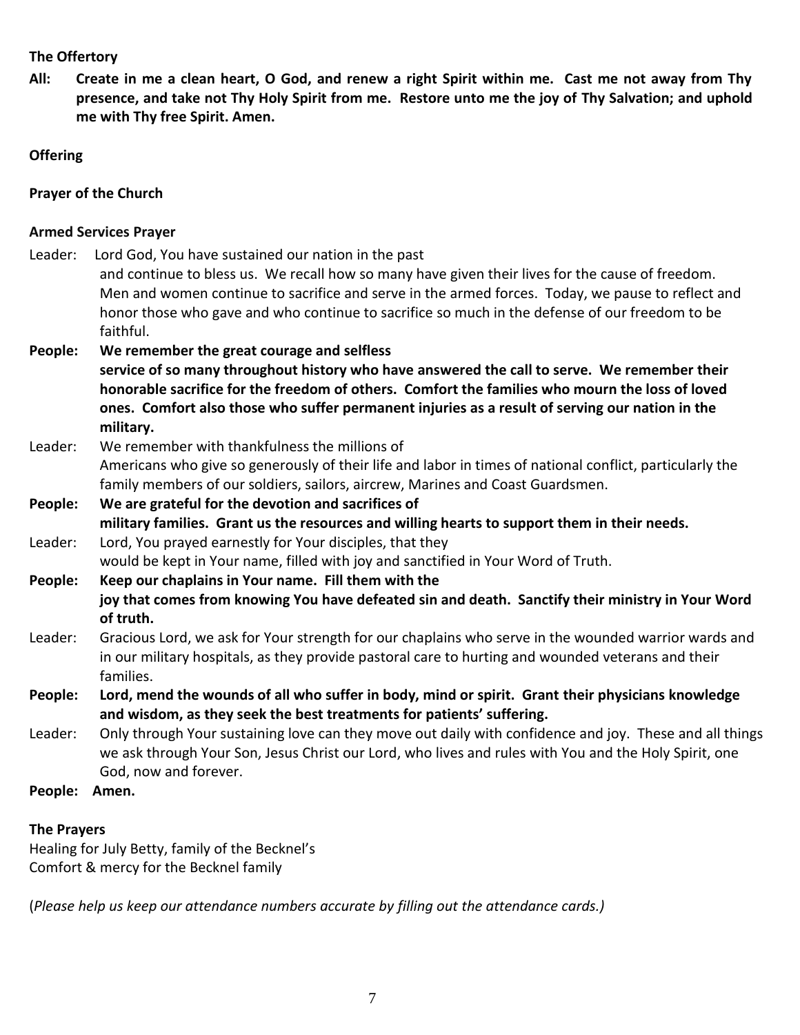**The Offertory**

**All: Create in me a clean heart, O God, and renew a right Spirit within me. Cast me not away from Thy presence, and take not Thy Holy Spirit from me. Restore unto me the joy of Thy Salvation; and uphold me with Thy free Spirit. Amen.**

**Offering**

**Prayer of the Church**

**Armed Services Prayer**

Leader: Lord God, You have sustained our nation in the past and continue to bless us. We recall how so many have given their lives for the cause of freedom. Men and women continue to sacrifice and serve in the armed forces. Today, we pause to reflect and honor those who gave and who continue to sacrifice so much in the defense of our freedom to be faithful.

**People: We remember the great courage and selfless service of so many throughout history who have answered the call to serve. We remember their honorable sacrifice for the freedom of others. Comfort the families who mourn the loss of loved ones. Comfort also those who suffer permanent injuries as a result of serving our nation in the military.**

Leader: We remember with thankfulness the millions of Americans who give so generously of their life and labor in times of national conflict, particularly the family members of our soldiers, sailors, aircrew, Marines and Coast Guardsmen.

**People: We are grateful for the devotion and sacrifices of military families. Grant us the resources and willing hearts to support them in their needs.**

Leader: Lord, You prayed earnestly for Your disciples, that they would be kept in Your name, filled with joy and sanctified in Your Word of Truth.

**People: Keep our chaplains in Your name. Fill them with the joy that comes from knowing You have defeated sin and death. Sanctify their ministry in Your Word of truth.**

Leader: Gracious Lord, we ask for Your strength for our chaplains who serve in the wounded warrior wards and in our military hospitals, as they provide pastoral care to hurting and wounded veterans and their families.

**People: Lord, mend the wounds of all who suffer in body, mind or spirit. Grant their physicians knowledge and wisdom, as they seek the best treatments for patients' suffering.**

Leader: Only through Your sustaining love can they move out daily with confidence and joy. These and all things we ask through Your Son, Jesus Christ our Lord, who lives and rules with You and the Holy Spirit, one God, now and forever.

**People: Amen.**

**The Prayers**

Healing for July Betty, family of the Becknel's
Comfort & mercy for the Becknel family

(*Please help us keep our attendance numbers accurate by filling out the attendance cards.)*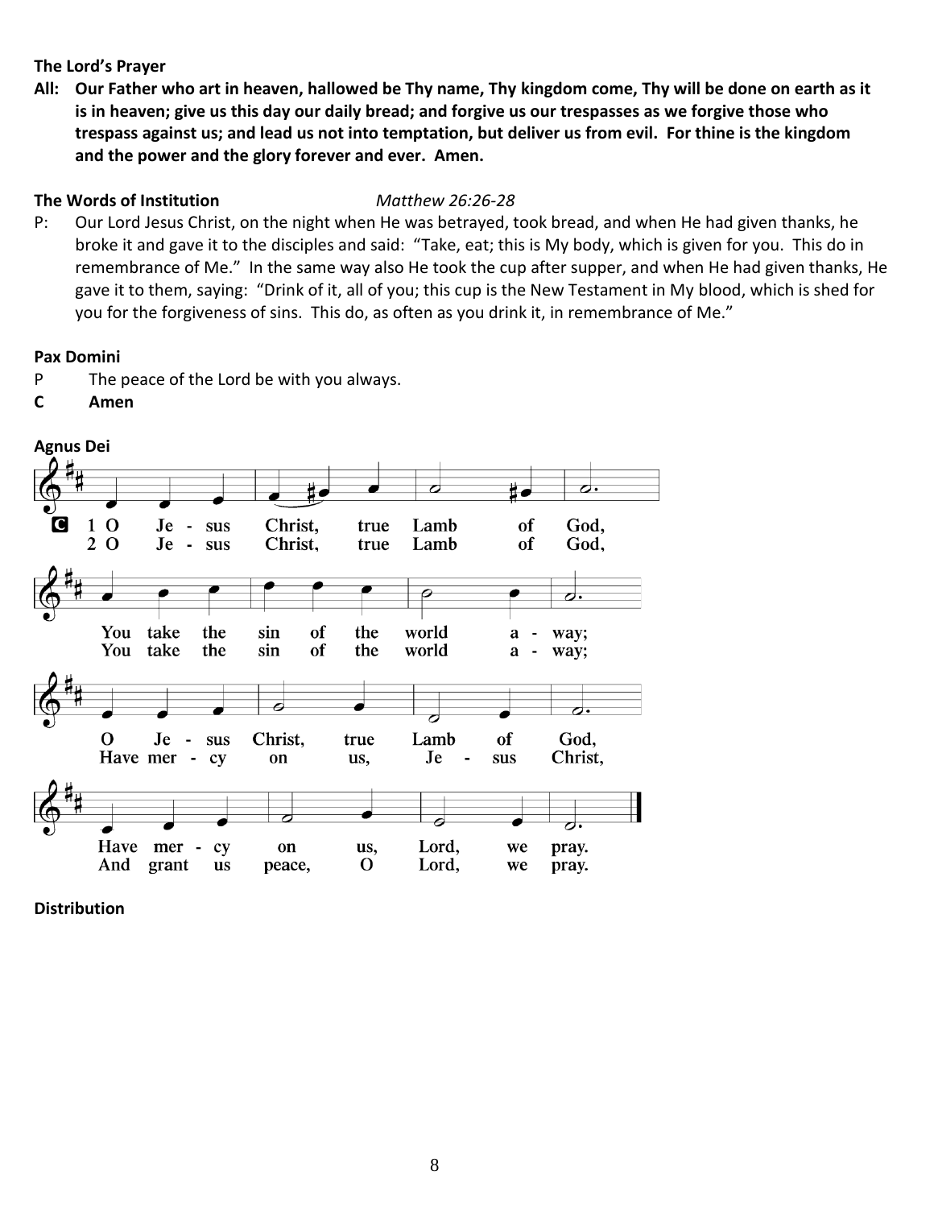**The Lord's Prayer**

**All: Our Father who art in heaven, hallowed be Thy name, Thy kingdom come, Thy will be done on earth as it is in heaven; give us this day our daily bread; and forgive us our trespasses as we forgive those who trespass against us; and lead us not into temptation, but deliver us from evil. For thine is the kingdom and the power and the glory forever and ever. Amen.**

**The Words of Institution** *Matthew 26:26-28*

P: Our Lord Jesus Christ, on the night when He was betrayed, took bread, and when He had given thanks, he broke it and gave it to the disciples and said: "Take, eat; this is My body, which is given for you. This do in remembrance of Me." In the same way also He took the cup after supper, and when He had given thanks, He gave it to them, saying: "Drink of it, all of you; this cup is the New Testament in My blood, which is shed for you for the forgiveness of sins. This do, as often as you drink it, in remembrance of Me."

**Pax Domini**

P The peace of the Lord be with you always.

**C Amen**

**Agnus Dei**

C

1 O Jesus Christ, true Lamb of God,
You take the sin of the world away;
O Jesus Christ, true Lamb of God,
Have mercy on us, Lord, we pray.

2 O Jesus Christ, true Lamb of God,
You take the sin of the world away;
Have mercy on us, Jesus Christ,
And grant us peace, O Lord, we pray.

**Distribution**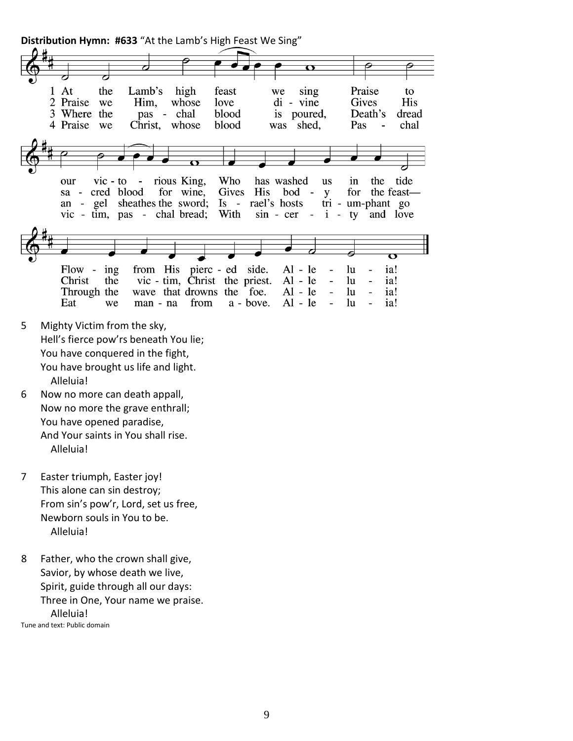**Distribution Hymn: #633** "At the Lamb's High Feast We Sing"

1 At the Lamb's high feast we sing Praise to our victorious King, Who has washed us in the tide Flowing from His pierced side. Alleluia!

2 Praise we Him, whose love divine Gives His sacred blood for wine, Gives His body for the feast— Christ the victim, Christ the priest. Alleluia!

3 Where the paschal blood is poured, Death's dread angel sheathes the sword; Israel's hosts triumphant go Through the wave that drowns the foe. Alleluia!

4 Praise we Christ, whose blood was shed, Paschal victim, paschal bread; With sincerity and love Eat we manna from above. Alleluia!

5 Mighty Victim from the sky,
Hell's fierce pow'rs beneath You lie;
You have conquered in the fight,
You have brought us life and light.
Alleluia!

6 Now no more can death appall,
Now no more the grave enthrall;
You have opened paradise,
And Your saints in You shall rise.
Alleluia!

7 Easter triumph, Easter joy!
This alone can sin destroy;
From sin's pow'r, Lord, set us free,
Newborn souls in You to be.
Alleluia!

8 Father, who the crown shall give,
Savior, by whose death we live,
Spirit, guide through all our days:
Three in One, Your name we praise.
Alleluia!

Tune and text: Public domain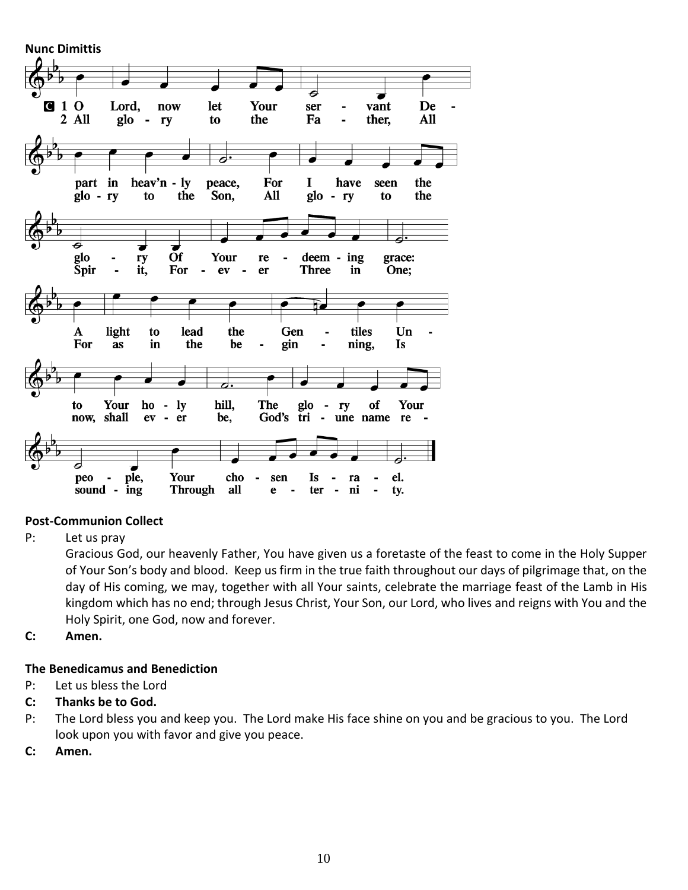**Nunc Dimittis**

C 1 O Lord, now let Your servant Depart in heav'nly peace, For I have seen the glory Of Your redeeming grace: A light to lead the Gentiles Unto Your holy hill, The glory of Your people, Your chosen Israel.

2 All glory to the Father, All glory to the Son, All glory to the Spirit, Forever Three in One; For as in the beginning, Is now, shall ever be, God's triune name resounding Through all eternity.

**Post-Communion Collect**

P: Let us pray

Gracious God, our heavenly Father, You have given us a foretaste of the feast to come in the Holy Supper of Your Son's body and blood. Keep us firm in the true faith throughout our days of pilgrimage that, on the day of His coming, we may, together with all Your saints, celebrate the marriage feast of the Lamb in His kingdom which has no end; through Jesus Christ, Your Son, our Lord, who lives and reigns with You and the Holy Spirit, one God, now and forever.

**C: Amen.**

**The Benedicamus and Benediction**

P: Let us bless the Lord

**C: Thanks be to God.**

P: The Lord bless you and keep you. The Lord make His face shine on you and be gracious to you. The Lord look upon you with favor and give you peace.

**C: Amen.**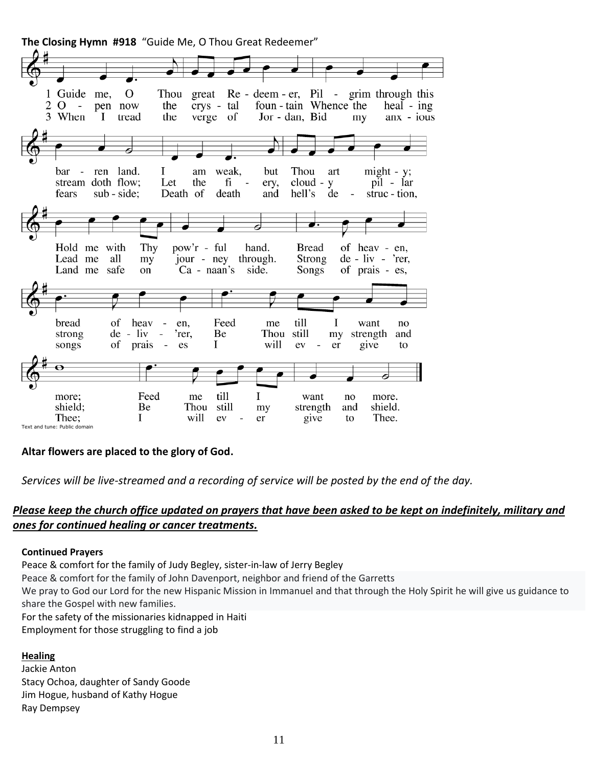**The Closing Hymn #918** "Guide Me, O Thou Great Redeemer"

1 Guide me, O Thou great Re - deem - er, Pil - grim through this bar - ren land. I am weak, but Thou art might - y; Hold me with Thy pow'r - ful hand. Bread of heav - en, bread of heav - en, Feed me till I want no more; Feed me till I want no more.

2 O - pen now the crys - tal foun - tain Whence the heal - ing stream doth flow; Let the fi - ery, cloud - y pil - lar Lead me all my jour - ney through. Strong de - liv - 'rer, strong de - liv - 'rer, Be Thou still my strength and shield; Be Thou still my strength and shield.

3 When I tread the verge of Jor - dan, Bid my anx - ious fears sub - side; Death of death and hell's de - struc - tion, Land me safe on Ca - naan's side. Songs of prais - es, songs of prais - es, I will ev - er give to Thee; I will ev - er give to Thee.

Text and tune: Public domain

**Altar flowers are placed to the glory of God.**

*Services will be live-streamed and a recording of service will be posted by the end of the day.*

***Please keep the church office updated on prayers that have been asked to be kept on indefinitely, military and ones for continued healing or cancer treatments.***

**Continued Prayers**

Peace & comfort for the family of Judy Begley, sister-in-law of Jerry Begley
Peace & comfort for the family of John Davenport, neighbor and friend of the Garretts
We pray to God our Lord for the new Hispanic Mission in Immanuel and that through the Holy Spirit he will give us guidance to share the Gospel with new families.
For the safety of the missionaries kidnapped in Haiti
Employment for those struggling to find a job

**Healing**

Jackie Anton
Stacy Ochoa, daughter of Sandy Goode
Jim Hogue, husband of Kathy Hogue
Ray Dempsey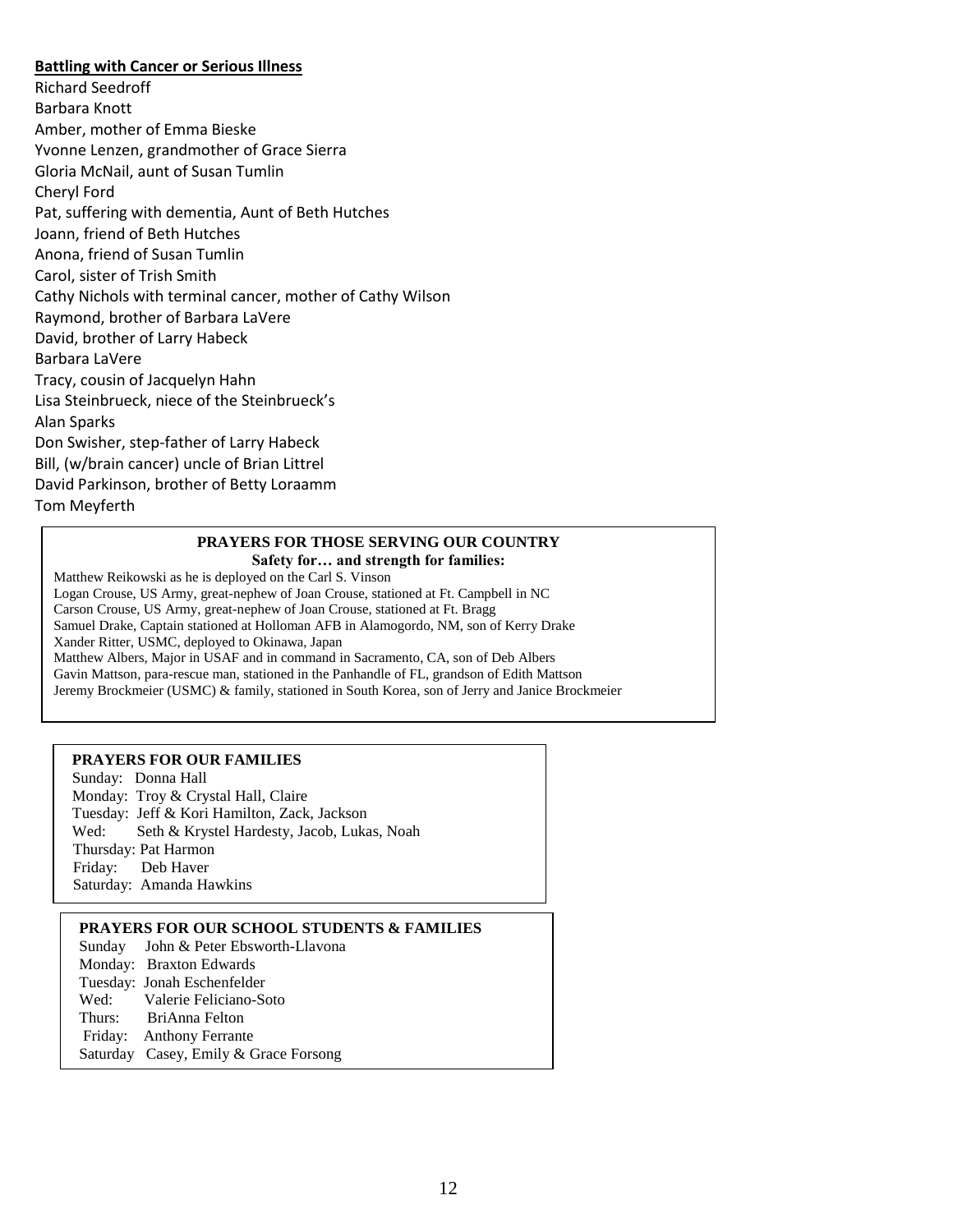**Battling with Cancer or Serious Illness**

Richard Seedroff
Barbara Knott
Amber, mother of Emma Bieske
Yvonne Lenzen, grandmother of Grace Sierra
Gloria McNail, aunt of Susan Tumlin
Cheryl Ford
Pat, suffering with dementia, Aunt of Beth Hutches
Joann, friend of Beth Hutches
Anona, friend of Susan Tumlin
Carol, sister of Trish Smith
Cathy Nichols with terminal cancer, mother of Cathy Wilson
Raymond, brother of Barbara LaVere
David, brother of Larry Habeck
Barbara LaVere
Tracy, cousin of Jacquelyn Hahn
Lisa Steinbrueck, niece of the Steinbrueck's
Alan Sparks
Don Swisher, step-father of Larry Habeck
Bill, (w/brain cancer) uncle of Brian Littrel
David Parkinson, brother of Betty Loraamm
Tom Meyferth

**PRAYERS FOR THOSE SERVING OUR COUNTRY**

**Safety for… and strength for families:**

Matthew Reikowski as he is deployed on the Carl S. Vinson
Logan Crouse, US Army, great-nephew of Joan Crouse, stationed at Ft. Campbell in NC
Carson Crouse, US Army, great-nephew of Joan Crouse, stationed at Ft. Bragg
Samuel Drake, Captain stationed at Holloman AFB in Alamogordo, NM, son of Kerry Drake
Xander Ritter, USMC, deployed to Okinawa, Japan
Matthew Albers, Major in USAF and in command in Sacramento, CA, son of Deb Albers
Gavin Mattson, para-rescue man, stationed in the Panhandle of FL, grandson of Edith Mattson
Jeremy Brockmeier (USMC) & family, stationed in South Korea, son of Jerry and Janice Brockmeier

**PRAYERS FOR OUR FAMILIES**

Sunday: Donna Hall
Monday: Troy & Crystal Hall, Claire
Tuesday: Jeff & Kori Hamilton, Zack, Jackson
Wed: Seth & Krystel Hardesty, Jacob, Lukas, Noah
Thursday: Pat Harmon
Friday: Deb Haver
Saturday: Amanda Hawkins

**PRAYERS FOR OUR SCHOOL STUDENTS & FAMILIES**

Sunday John & Peter Ebsworth-Llavona
Monday: Braxton Edwards
Tuesday: Jonah Eschenfelder
Wed: Valerie Feliciano-Soto
Thurs: BriAnna Felton
Friday: Anthony Ferrante
Saturday Casey, Emily & Grace Forsong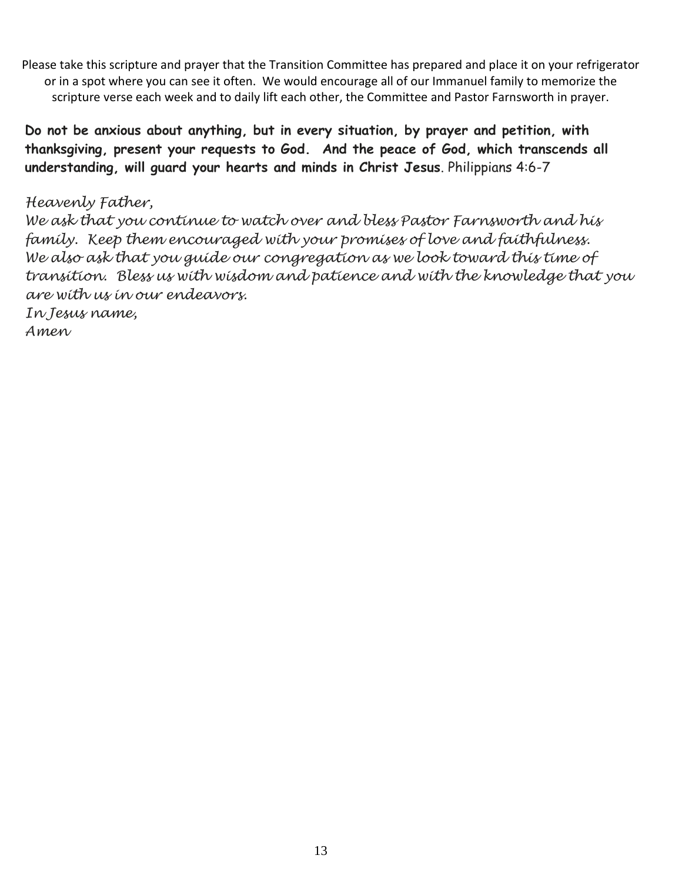Please take this scripture and prayer that the Transition Committee has prepared and place it on your refrigerator or in a spot where you can see it often. We would encourage all of our Immanuel family to memorize the scripture verse each week and to daily lift each other, the Committee and Pastor Farnsworth in prayer.

**Do not be anxious about anything, but in every situation, by prayer and petition, with thanksgiving, present your requests to God. And the peace of God, which transcends all understanding, will guard your hearts and minds in Christ Jesus**. Philippians 4:6-7

*Heavenly Father,*
*We ask that you continue to watch over and bless Pastor Farnsworth and his family. Keep them encouraged with your promises of love and faithfulness.*
*We also ask that you guide our congregation as we look toward this time of transition. Bless us with wisdom and patience and with the knowledge that you are with us in our endeavors.*
*In Jesus name,*
*Amen*